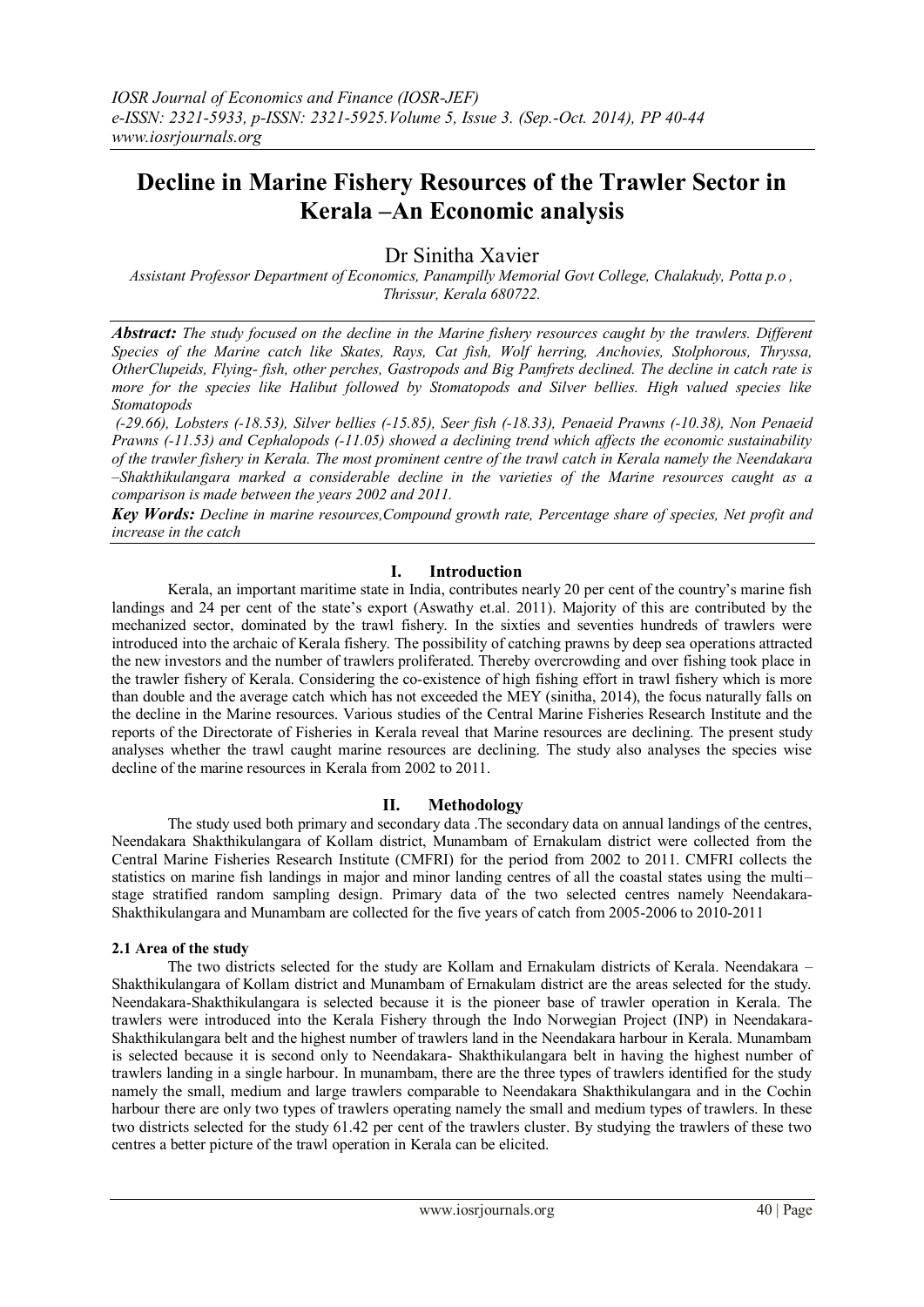# Decline in Marine Fishery Resources of the Trawler Sector in Kerala –An Economic analysis

Dr Sinitha Xavier

*Assistant Professor Department of Economics, Panampilly Memorial Govt College, Chalakudy, Potta p.o , Thrissur, Kerala 680722.*

***Abstract:*** *The study focused on the decline in the Marine fishery resources caught by the trawlers. Different Species of the Marine catch like Skates, Rays, Cat fish, Wolf herring, Anchovies, Stolphorous, Thryssa, OtherClupeids, Flying- fish, other perches, Gastropods and Big Pamfrets declined. The decline in catch rate is more for the species like Halibut followed by Stomatopods and Silver bellies. High valued species like Stomatopods (-29.66), Lobsters (-18.53), Silver bellies (-15.85), Seer fish (-18.33), Penaeid Prawns (-10.38), Non Penaeid Prawns (-11.53) and Cephalopods (-11.05) showed a declining trend which affects the economic sustainability of the trawler fishery in Kerala. The most prominent centre of the trawl catch in Kerala namely the Neendakara –Shakthikulangara marked a considerable decline in the varieties of the Marine resources caught as a comparison is made between the years 2002 and 2011.*

***Key Words:*** *Decline in marine resources,Compound growth rate, Percentage share of species, Net profit and increase in the catch*

## I. Introduction

Kerala, an important maritime state in India, contributes nearly 20 per cent of the country's marine fish landings and 24 per cent of the state's export (Aswathy et.al. 2011). Majority of this are contributed by the mechanized sector, dominated by the trawl fishery. In the sixties and seventies hundreds of trawlers were introduced into the archaic of Kerala fishery. The possibility of catching prawns by deep sea operations attracted the new investors and the number of trawlers proliferated. Thereby overcrowding and over fishing took place in the trawler fishery of Kerala. Considering the co-existence of high fishing effort in trawl fishery which is more than double and the average catch which has not exceeded the MEY (sinitha, 2014), the focus naturally falls on the decline in the Marine resources. Various studies of the Central Marine Fisheries Research Institute and the reports of the Directorate of Fisheries in Kerala reveal that Marine resources are declining. The present study analyses whether the trawl caught marine resources are declining. The study also analyses the species wise decline of the marine resources in Kerala from 2002 to 2011.

## II. Methodology

The study used both primary and secondary data .The secondary data on annual landings of the centres, Neendakara Shakthikulangara of Kollam district, Munambam of Ernakulam district were collected from the Central Marine Fisheries Research Institute (CMFRI) for the period from 2002 to 2011. CMFRI collects the statistics on marine fish landings in major and minor landing centres of all the coastal states using the multi–stage stratified random sampling design. Primary data of the two selected centres namely Neendakara-Shakthikulangara and Munambam are collected for the five years of catch from 2005-2006 to 2010-2011

### 2.1 Area of the study

The two districts selected for the study are Kollam and Ernakulam districts of Kerala. Neendakara – Shakthikulangara of Kollam district and Munambam of Ernakulam district are the areas selected for the study. Neendakara-Shakthikulangara is selected because it is the pioneer base of trawler operation in Kerala. The trawlers were introduced into the Kerala Fishery through the Indo Norwegian Project (INP) in Neendakara-Shakthikulangara belt and the highest number of trawlers land in the Neendakara harbour in Kerala. Munambam is selected because it is second only to Neendakara- Shakthikulangara belt in having the highest number of trawlers landing in a single harbour. In munambam, there are the three types of trawlers identified for the study namely the small, medium and large trawlers comparable to Neendakara Shakthikulangara and in the Cochin harbour there are only two types of trawlers operating namely the small and medium types of trawlers. In these two districts selected for the study 61.42 per cent of the trawlers cluster. By studying the trawlers of these two centres a better picture of the trawl operation in Kerala can be elicited.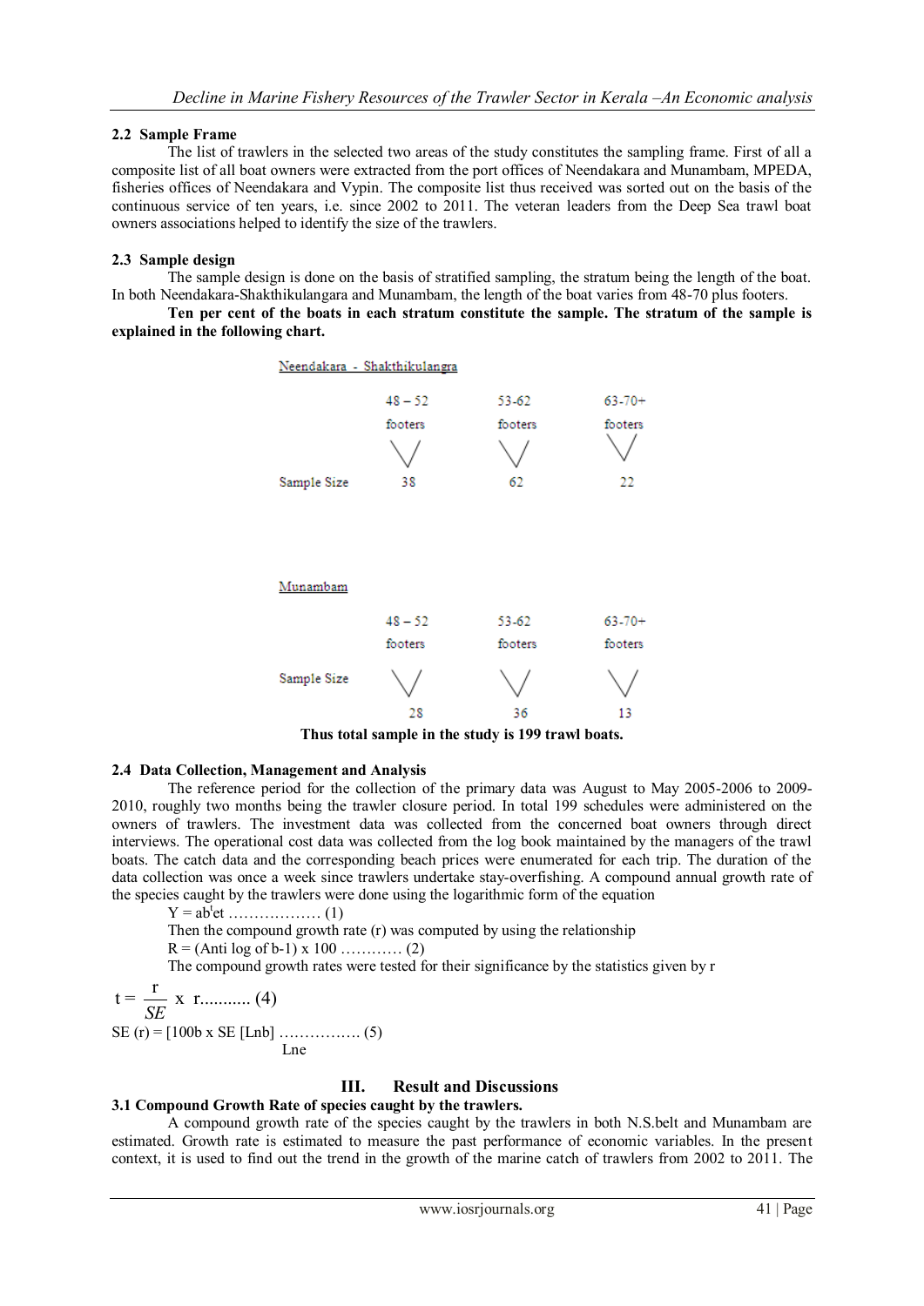### 2.2 Sample Frame

The list of trawlers in the selected two areas of the study constitutes the sampling frame. First of all a composite list of all boat owners were extracted from the port offices of Neendakara and Munambam, MPEDA, fisheries offices of Neendakara and Vypin. The composite list thus received was sorted out on the basis of the continuous service of ten years, i.e. since 2002 to 2011. The veteran leaders from the Deep Sea trawl boat owners associations helped to identify the size of the trawlers.

### 2.3 Sample design

The sample design is done on the basis of stratified sampling, the stratum being the length of the boat. In both Neendakara-Shakthikulangara and Munambam, the length of the boat varies from 48-70 plus footers.

**Ten per cent of the boats in each stratum constitute the sample. The stratum of the sample is explained in the following chart.**

Neendakara - Shakthikulangra

| | 48 – 52 footers | 53-62 footers | 63-70+ footers |
|---|---|---|---|
| Sample Size | 38 | 62 | 22 |

Munambam

| | 48 – 52 footers | 53-62 footers | 63-70+ footers |
|---|---|---|---|
| Sample Size | 28 | 36 | 13 |

**Thus total sample in the study is 199 trawl boats.**

### 2.4 Data Collection, Management and Analysis

The reference period for the collection of the primary data was August to May 2005-2006 to 2009-2010, roughly two months being the trawler closure period. In total 199 schedules were administered on the owners of trawlers. The investment data was collected from the concerned boat owners through direct interviews. The operational cost data was collected from the log book maintained by the managers of the trawl boats. The catch data and the corresponding beach prices were enumerated for each trip. The duration of the data collection was once a week since trawlers undertake stay-overfishing. A compound annual growth rate of the species caught by the trawlers were done using the logarithmic form of the equation

$Y = ab^{t}et$ ……………… (1)

Then the compound growth rate (r) was computed by using the relationship

$R = (\text{Anti log of } b-1) \times 100$ ………… (2)

The compound growth rates were tested for their significance by the statistics given by r

$$t = \frac{r}{SE} \times r \text{........... (4)}$$

$$SE(r) = \frac{[100b \times SE[Lnb]}{Lne} \text{ ……………. (5)}$$

## III. Result and Discussions

### 3.1 Compound Growth Rate of species caught by the trawlers.

A compound growth rate of the species caught by the trawlers in both N.S.belt and Munambam are estimated. Growth rate is estimated to measure the past performance of economic variables. In the present context, it is used to find out the trend in the growth of the marine catch of trawlers from 2002 to 2011. The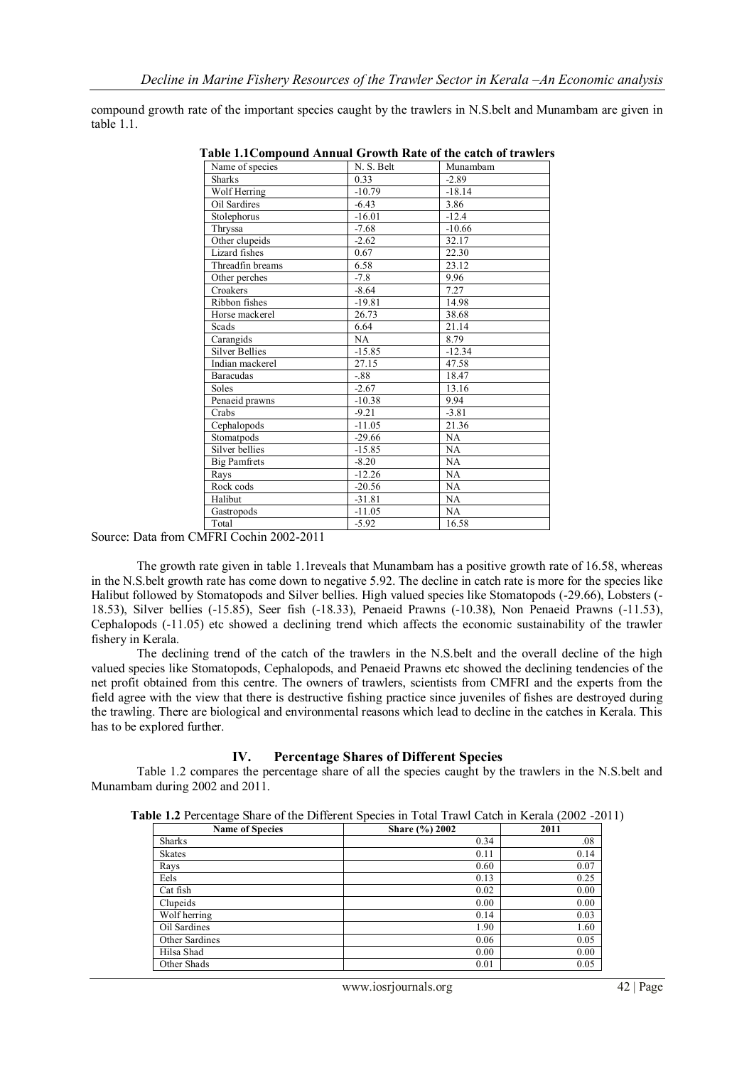compound growth rate of the important species caught by the trawlers in N.S.belt and Munambam are given in table 1.1.

**Table 1.1Compound Annual Growth Rate of the catch of trawlers**

| Name of species | N. S. Belt | Munambam |
|---|---|---|
| Sharks | 0.33 | -2.89 |
| Wolf Herring | -10.79 | -18.14 |
| Oil Sardires | -6.43 | 3.86 |
| Stolephorus | -16.01 | -12.4 |
| Thryssa | -7.68 | -10.66 |
| Other clupeids | -2.62 | 32.17 |
| Lizard fishes | 0.67 | 22.30 |
| Threadfin breams | 6.58 | 23.12 |
| Other perches | -7.8 | 9.96 |
| Croakers | -8.64 | 7.27 |
| Ribbon fishes | -19.81 | 14.98 |
| Horse mackerel | 26.73 | 38.68 |
| Scads | 6.64 | 21.14 |
| Carangids | NA | 8.79 |
| Silver Bellies | -15.85 | -12.34 |
| Indian mackerel | 27.15 | 47.58 |
| Baracudas | -.88 | 18.47 |
| Soles | -2.67 | 13.16 |
| Penaeid prawns | -10.38 | 9.94 |
| Crabs | -9.21 | -3.81 |
| Cephalopods | -11.05 | 21.36 |
| Stomatpods | -29.66 | NA |
| Silver bellies | -15.85 | NA |
| Big Pamfrets | -8.20 | NA |
| Rays | -12.26 | NA |
| Rock cods | -20.56 | NA |
| Halibut | -31.81 | NA |
| Gastropods | -11.05 | NA |
| Total | -5.92 | 16.58 |

Source: Data from CMFRI Cochin 2002-2011

The growth rate given in table 1.1reveals that Munambam has a positive growth rate of 16.58, whereas in the N.S.belt growth rate has come down to negative 5.92. The decline in catch rate is more for the species like Halibut followed by Stomatopods and Silver bellies. High valued species like Stomatopods (-29.66), Lobsters (-18.53), Silver bellies (-15.85), Seer fish (-18.33), Penaeid Prawns (-10.38), Non Penaeid Prawns (-11.53), Cephalopods (-11.05) etc showed a declining trend which affects the economic sustainability of the trawler fishery in Kerala.

The declining trend of the catch of the trawlers in the N.S.belt and the overall decline of the high valued species like Stomatopods, Cephalopods, and Penaeid Prawns etc showed the declining tendencies of the net profit obtained from this centre. The owners of trawlers, scientists from CMFRI and the experts from the field agree with the view that there is destructive fishing practice since juveniles of fishes are destroyed during the trawling. There are biological and environmental reasons which lead to decline in the catches in Kerala. This has to be explored further.

## IV. Percentage Shares of Different Species

Table 1.2 compares the percentage share of all the species caught by the trawlers in the N.S.belt and Munambam during 2002 and 2011.

**Table 1.2** Percentage Share of the Different Species in Total Trawl Catch in Kerala (2002 -2011)

| Name of Species | Share (%) 2002 | 2011 |
|---|---|---|
| Sharks | 0.34 | .08 |
| Skates | 0.11 | 0.14 |
| Rays | 0.60 | 0.07 |
| Eels | 0.13 | 0.25 |
| Cat fish | 0.02 | 0.00 |
| Clupeids | 0.00 | 0.00 |
| Wolf herring | 0.14 | 0.03 |
| Oil Sardines | 1.90 | 1.60 |
| Other Sardines | 0.06 | 0.05 |
| Hilsa Shad | 0.00 | 0.00 |
| Other Shads | 0.01 | 0.05 |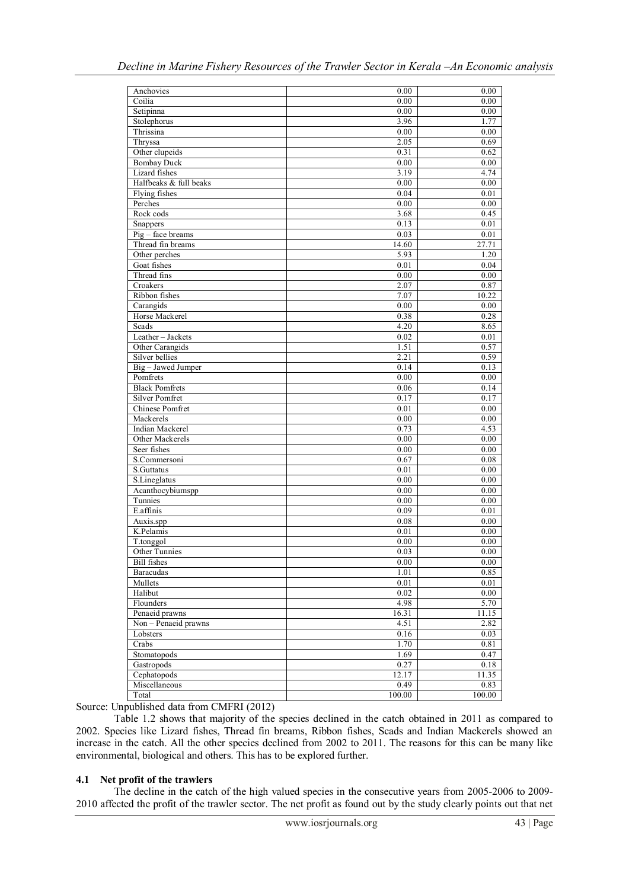| | | |
|---|---|---|
| Anchovies | 0.00 | 0.00 |
| Coilia | 0.00 | 0.00 |
| Setipinna | 0.00 | 0.00 |
| Stolephorus | 3.96 | 1.77 |
| Thrissina | 0.00 | 0.00 |
| Thryssa | 2.05 | 0.69 |
| Other clupeids | 0.31 | 0.62 |
| Bombay Duck | 0.00 | 0.00 |
| Lizard fishes | 3.19 | 4.74 |
| Halfbeaks & full beaks | 0.00 | 0.00 |
| Flying fishes | 0.04 | 0.01 |
| Perches | 0.00 | 0.00 |
| Rock cods | 3.68 | 0.45 |
| Snappers | 0.13 | 0.01 |
| Pig – face breams | 0.03 | 0.01 |
| Thread fin breams | 14.60 | 27.71 |
| Other perches | 5.93 | 1.20 |
| Goat fishes | 0.01 | 0.04 |
| Thread fins | 0.00 | 0.00 |
| Croakers | 2.07 | 0.87 |
| Ribbon fishes | 7.07 | 10.22 |
| Carangids | 0.00 | 0.00 |
| Horse Mackerel | 0.38 | 0.28 |
| Scads | 4.20 | 8.65 |
| Leather – Jackets | 0.02 | 0.01 |
| Other Carangids | 1.51 | 0.57 |
| Silver bellies | 2.21 | 0.59 |
| Big – Jawed Jumper | 0.14 | 0.13 |
| Pomfrets | 0.00 | 0.00 |
| Black Pomfrets | 0.06 | 0.14 |
| Silver Pomfret | 0.17 | 0.17 |
| Chinese Pomfret | 0.01 | 0.00 |
| Mackerels | 0.00 | 0.00 |
| Indian Mackerel | 0.73 | 4.53 |
| Other Mackerels | 0.00 | 0.00 |
| Seer fishes | 0.00 | 0.00 |
| S.Commersoni | 0.67 | 0.08 |
| S.Guttatus | 0.01 | 0.00 |
| S.Lineglatus | 0.00 | 0.00 |
| Acanthocybiumspp | 0.00 | 0.00 |
| Tunnies | 0.00 | 0.00 |
| E.affinis | 0.09 | 0.01 |
| Auxis.spp | 0.08 | 0.00 |
| K.Pelamis | 0.01 | 0.00 |
| T.tonggol | 0.00 | 0.00 |
| Other Tunnies | 0.03 | 0.00 |
| Bill fishes | 0.00 | 0.00 |
| Baracudas | 1.01 | 0.85 |
| Mullets | 0.01 | 0.01 |
| Halibut | 0.02 | 0.00 |
| Flounders | 4.98 | 5.70 |
| Penaeid prawns | 16.31 | 11.15 |
| Non – Penaeid prawns | 4.51 | 2.82 |
| Lobsters | 0.16 | 0.03 |
| Crabs | 1.70 | 0.81 |
| Stomatopods | 1.69 | 0.47 |
| Gastropods | 0.27 | 0.18 |
| Cephatopods | 12.17 | 11.35 |
| Miscellaneous | 0.49 | 0.83 |
| Total | 100.00 | 100.00 |

Source: Unpublished data from CMFRI (2012)

Table 1.2 shows that majority of the species declined in the catch obtained in 2011 as compared to 2002. Species like Lizard fishes, Thread fin breams, Ribbon fishes, Scads and Indian Mackerels showed an increase in the catch. All the other species declined from 2002 to 2011. The reasons for this can be many like environmental, biological and others. This has to be explored further.

### 4.1 Net profit of the trawlers

The decline in the catch of the high valued species in the consecutive years from 2005-2006 to 2009-2010 affected the profit of the trawler sector. The net profit as found out by the study clearly points out that net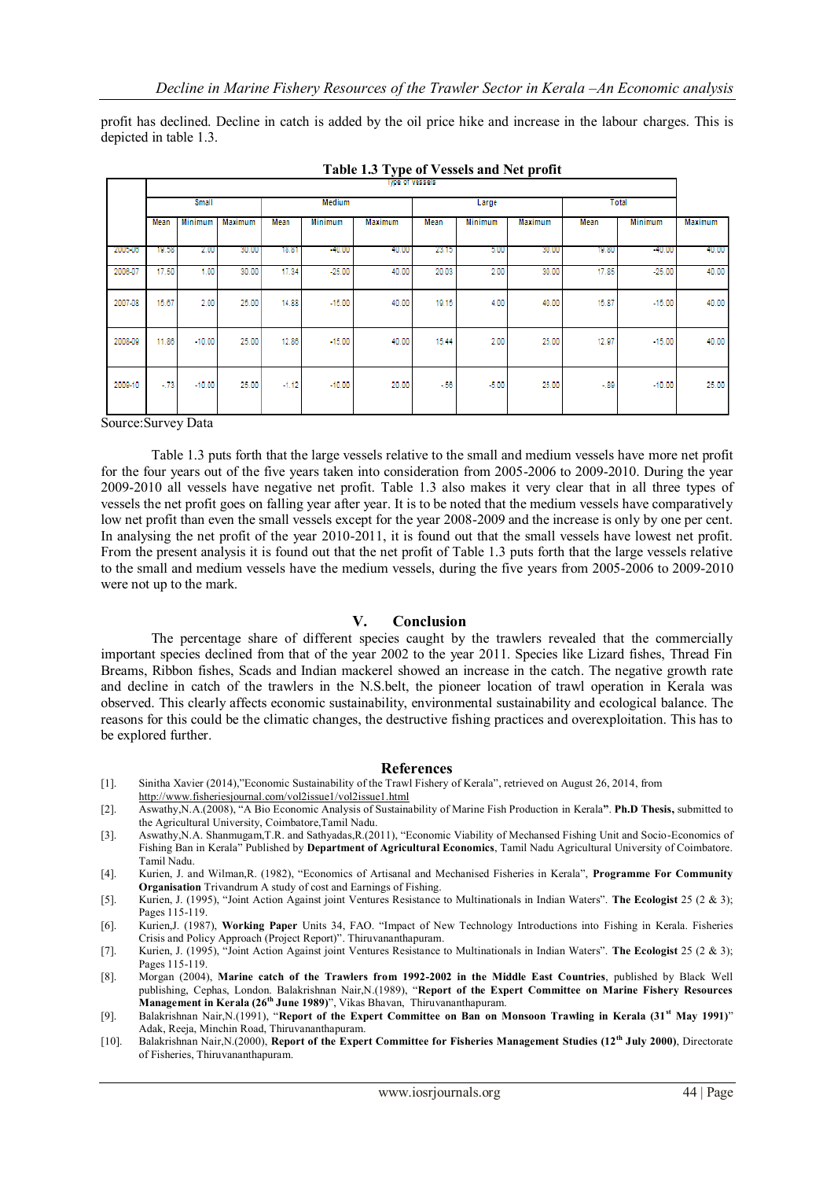profit has declined. Decline in catch is added by the oil price hike and increase in the labour charges. This is depicted in table 1.3.

**Table 1.3 Type of Vessels and Net profit**

| | Type of vessels | | | | | | | | | | | |
|---|---|---|---|---|---|---|---|---|---|---|---|---|
| | Small | | | Medium | | | Large | | | Total | | |
| | Mean | Minimum | Maximum | Mean | Minimum | Maximum | Mean | Minimum | Maximum | Mean | Minimum | Maximum |
| 2005-06 | 19.58 | 2.00 | 30.00 | 18.81 | -40.00 | 40.00 | 23.15 | 5.00 | 30.00 | 19.80 | -40.00 | 40.00 |
| 2006-07 | 17.50 | 1.00 | 30.00 | 17.34 | -25.00 | 40.00 | 20.03 | 2.00 | 30.00 | 17.85 | -25.00 | 40.00 |
| 2007-08 | 15.67 | 2.00 | 25.00 | 14.88 | -15.00 | 40.00 | 19.15 | 4.00 | 40.00 | 15.87 | -15.00 | 40.00 |
| 2008-09 | 11.86 | -10.00 | 25.00 | 12.86 | -15.00 | 40.00 | 15.44 | 2.00 | 25.00 | 12.97 | -15.00 | 40.00 |
| 2009-10 | -.73 | -10.00 | 25.00 | -1.12 | -10.00 | 20.00 | -.56 | -5.00 | 25.00 | -.89 | -10.00 | 25.00 |

Source:Survey Data

Table 1.3 puts forth that the large vessels relative to the small and medium vessels have more net profit for the four years out of the five years taken into consideration from 2005-2006 to 2009-2010. During the year 2009-2010 all vessels have negative net profit. Table 1.3 also makes it very clear that in all three types of vessels the net profit goes on falling year after year. It is to be noted that the medium vessels have comparatively low net profit than even the small vessels except for the year 2008-2009 and the increase is only by one per cent. In analysing the net profit of the year 2010-2011, it is found out that the small vessels have lowest net profit. From the present analysis it is found out that the net profit of Table 1.3 puts forth that the large vessels relative to the small and medium vessels have the medium vessels, during the five years from 2005-2006 to 2009-2010 were not up to the mark.

## V. Conclusion

The percentage share of different species caught by the trawlers revealed that the commercially important species declined from that of the year 2002 to the year 2011. Species like Lizard fishes, Thread Fin Breams, Ribbon fishes, Scads and Indian mackerel showed an increase in the catch. The negative growth rate and decline in catch of the trawlers in the N.S.belt, the pioneer location of trawl operation in Kerala was observed. This clearly affects economic sustainability, environmental sustainability and ecological balance. The reasons for this could be the climatic changes, the destructive fishing practices and overexploitation. This has to be explored further.

## References

[1]. Sinitha Xavier (2014),"Economic Sustainability of the Trawl Fishery of Kerala", retrieved on August 26, 2014, from http://www.fisheriesjournal.com/vol2issue1/vol2issue1.html

[2]. Aswathy,N.A.(2008), "A Bio Economic Analysis of Sustainability of Marine Fish Production in Kerala**"**. **Ph.D Thesis,** submitted to the Agricultural University, Coimbatore,Tamil Nadu.

[3]. Aswathy,N.A. Shanmugam,T.R. and Sathyadas,R.(2011), "Economic Viability of Mechansed Fishing Unit and Socio-Economics of Fishing Ban in Kerala" Published by **Department of Agricultural Economics**, Tamil Nadu Agricultural University of Coimbatore. Tamil Nadu.

[4]. Kurien, J. and Wilman,R. (1982), "Economics of Artisanal and Mechanised Fisheries in Kerala", **Programme For Community Organisation** Trivandrum A study of Cost and Earnings of Fishing.

[5]. Kurien, J. (1995), "Joint Action Against joint Ventures Resistance to Multinationals in Indian Waters". **The Ecologist** 25 (2 & 3); Pages 115-119.

[6]. Kurien,J. (1987), **Working Paper** Units 34, FAO. "Impact of New Technology Introductions into Fishing in Kerala. Fisheries Crisis and Policy Approach (Project Report)". Thiruvananthapuram.

[7]. Kurien, J. (1995), "Joint Action Against joint Ventures Resistance to Multinationals in Indian Waters". **The Ecologist** 25 (2 & 3); Pages 115-119.

[8]. Morgan (2004), **Marine catch of the Trawlers from 1992-2002 in the Middle East Countries**, published by Black Well publishing, Cephas, London. Balakrishnan Nair,N.(1989), "**Report of the Expert Committee on Marine Fishery Resources Management in Kerala (26th June 1989)**", Vikas Bhavan, Thiruvananthapuram.

[9]. Balakrishnan Nair,N.(1991), "**Report of the Expert Committee on Ban on Monsoon Trawling in Kerala (31st May 1991)**" Adak, Reeja, Minchin Road, Thiruvananthapuram.

[10]. Balakrishnan Nair,N.(2000), **Report of the Expert Committee for Fisheries Management Studies (12th July 2000)**, Directorate of Fisheries, Thiruvananthapuram.